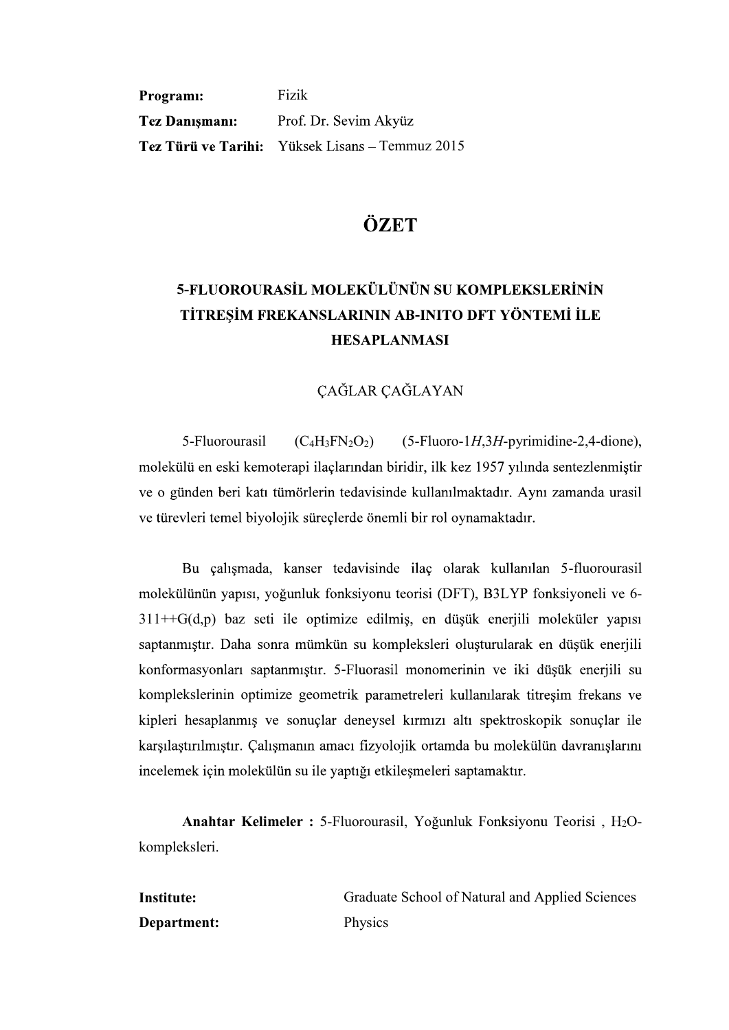**Programı:** Fizik

**Tez Danışmanı:** Prof. Dr. Sevim Akyüz

**Tez Türü ve Tarihi:** Yüksek Lisans – Temmuz 2015

# ÖZET

## 5-FLUOROURASİL MOLEKÜLÜNÜN SU KOMPLEKSLERİNİN TİTREŞİM FREKANSLARININ AB-INITO DFT YÖNTEMİ İLE HESAPLANMASI

ÇAĞLAR ÇAĞLAYAN

5-Fluorourasil ($C_4H_3FN_2O_2$) (5-Fluoro-1*H*,3*H*-pyrimidine-2,4-dione), molekülü en eski kemoterapi ilaçlarından biridir, ilk kez 1957 yılında sentezlenmiştir ve o günden beri katı tümörlerin tedavisinde kullanılmaktadır. Aynı zamanda urasil ve türevleri temel biyolojik süreçlerde önemli bir rol oynamaktadır.

Bu çalışmada, kanser tedavisinde ilaç olarak kullanılan 5-fluorourasil molekülünün yapısı, yoğunluk fonksiyonu teorisi (DFT), B3LYP fonksiyoneli ve 6-311++G(d,p) baz seti ile optimize edilmiş, en düşük enerjili moleküler yapısı saptanmıştır. Daha sonra mümkün su kompleksleri oluşturularak en düşük enerjili konformasyonları saptanmıştır. 5-Fluorasil monomerinin ve iki düşük enerjili su komplekslerinin optimize geometrik parametreleri kullanılarak titreşim frekans ve kipleri hesaplanmış ve sonuçlar deneysel kırmızı altı spektroskopik sonuçlar ile karşılaştırılmıştır. Çalışmanın amacı fizyolojik ortamda bu molekülün davranışlarını incelemek için molekülün su ile yaptığı etkileşmeleri saptamaktır.

**Anahtar Kelimeler :** 5-Fluorourasil, Yoğunluk Fonksiyonu Teorisi , $H_2O$-kompleksleri.

**Institute:** Graduate School of Natural and Applied Sciences

**Department:** Physics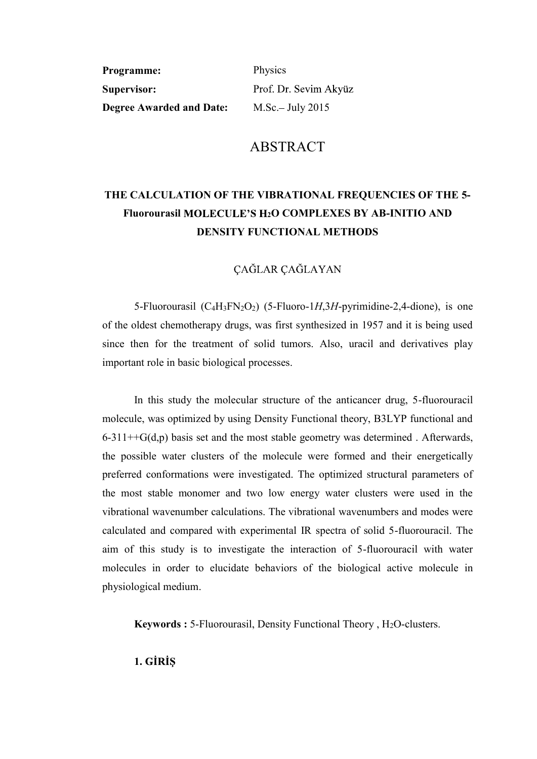| | |
|---|---|
| **Programme:** | Physics |
| **Supervisor:** | Prof. Dr. Sevim Akyüz |
| **Degree Awarded and Date:** | M.Sc.– July 2015 |

# ABSTRACT

## THE CALCULATION OF THE VIBRATIONAL FREQUENCIES OF THE 5-Fluorourasil MOLECULE'S $H_2O$ COMPLEXES BY AB-INITIO AND DENSITY FUNCTIONAL METHODS

ÇAĞLAR ÇAĞLAYAN

5-Fluorourasil ($C_4H_3FN_2O_2$) (5-Fluoro-1*H*,3*H*-pyrimidine-2,4-dione), is one of the oldest chemotherapy drugs, was first synthesized in 1957 and it is being used since then for the treatment of solid tumors. Also, uracil and derivatives play important role in basic biological processes.

In this study the molecular structure of the anticancer drug, 5-fluorouracil molecule, was optimized by using Density Functional theory, B3LYP functional and 6-311++G(d,p) basis set and the most stable geometry was determined . Afterwards, the possible water clusters of the molecule were formed and their energetically preferred conformations were investigated. The optimized structural parameters of the most stable monomer and two low energy water clusters were used in the vibrational wavenumber calculations. The vibrational wavenumbers and modes were calculated and compared with experimental IR spectra of solid 5-fluorouracil. The aim of this study is to investigate the interaction of 5-fluorouracil with water molecules in order to elucidate behaviors of the biological active molecule in physiological medium.

**Keywords :** 5-Fluorourasil, Density Functional Theory , $H_2O$-clusters.

## 1. GİRİŞ